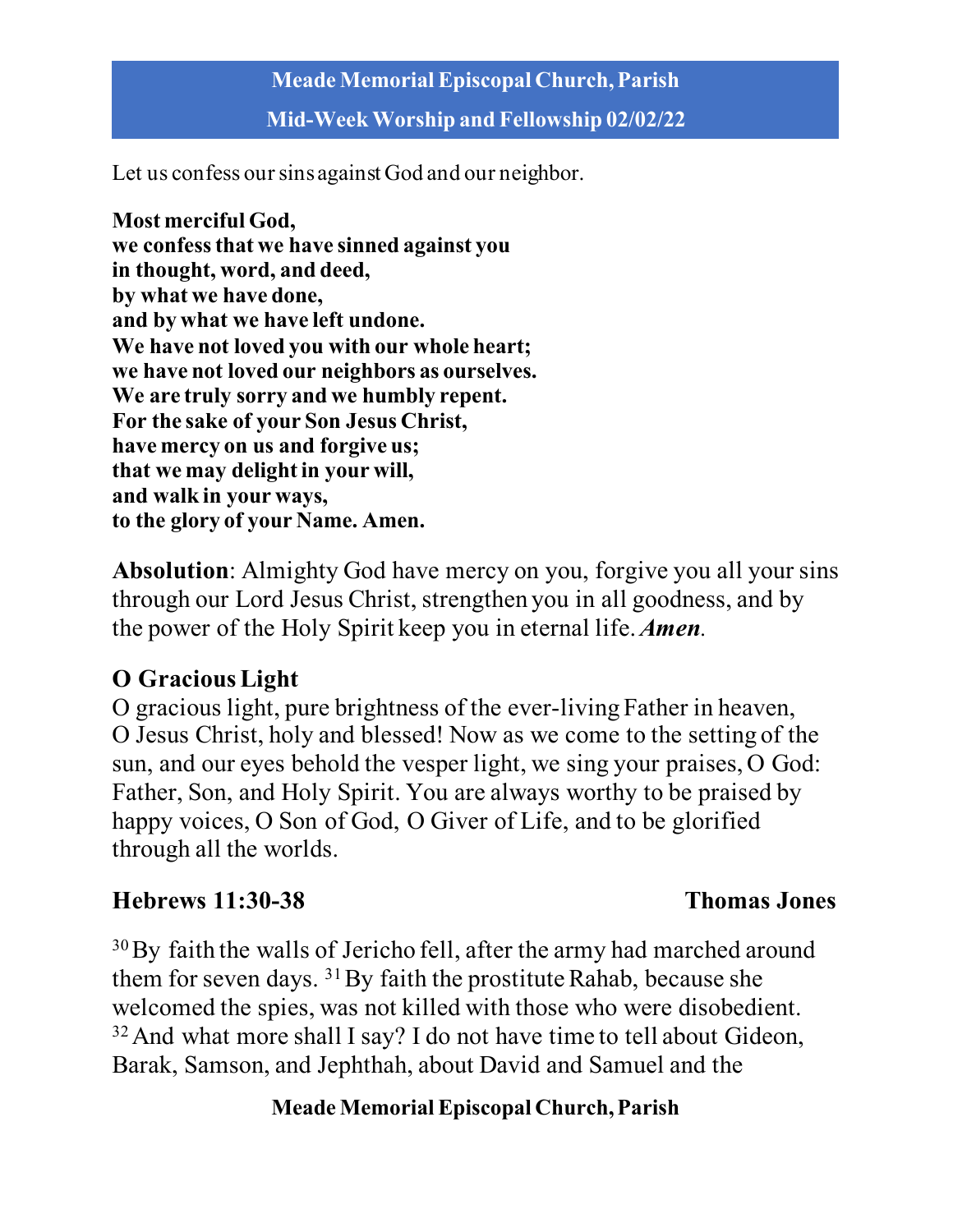# Meade Memorial Episcopal Church, Parish

## Mid-Week Worship and Fellowship 02/02/22

Let us confess our sins against God and our neighbor.

**Most merciful God,**
**we confess that we have sinned against you**
**in thought, word, and deed,**
**by what we have done,**
**and by what we have left undone.**
**We have not loved you with our whole heart;**
**we have not loved our neighbors as ourselves.**
**We are truly sorry and we humbly repent.**
**For the sake of your Son Jesus Christ,**
**have mercy on us and forgive us;**
**that we may delight in your will,**
**and walk in your ways,**
**to the glory of your Name. Amen.**

**Absolution**: Almighty God have mercy on you, forgive you all your sins through our Lord Jesus Christ, strengthen you in all goodness, and by the power of the Holy Spirit keep you in eternal life. ***Amen***.

### O Gracious Light

O gracious light, pure brightness of the ever-living Father in heaven, O Jesus Christ, holy and blessed! Now as we come to the setting of the sun, and our eyes behold the vesper light, we sing your praises, O God: Father, Son, and Holy Spirit. You are always worthy to be praised by happy voices, O Son of God, O Giver of Life, and to be glorified through all the worlds.

### Hebrews 11:30-38 — Thomas Jones

[30] By faith the walls of Jericho fell, after the army had marched around them for seven days. [31] By faith the prostitute Rahab, because she welcomed the spies, was not killed with those who were disobedient. [32] And what more shall I say? I do not have time to tell about Gideon, Barak, Samson, and Jephthah, about David and Samuel and the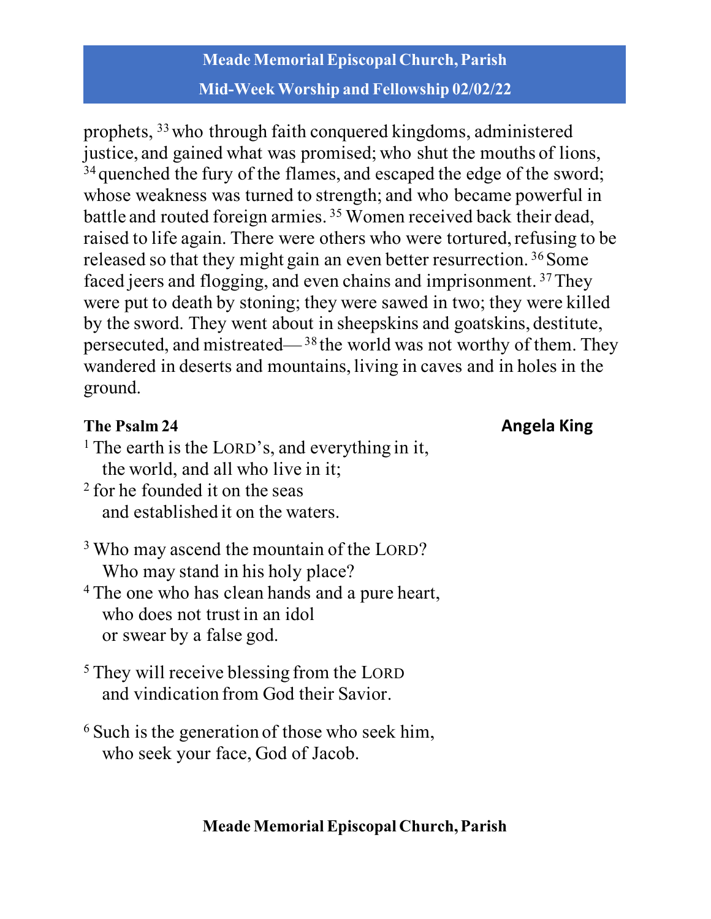prophets, [33] who through faith conquered kingdoms, administered justice, and gained what was promised; who shut the mouths of lions, [34] quenched the fury of the flames, and escaped the edge of the sword; whose weakness was turned to strength; and who became powerful in battle and routed foreign armies. [35] Women received back their dead, raised to life again. There were others who were tortured, refusing to be released so that they might gain an even better resurrection. [36] Some faced jeers and flogging, and even chains and imprisonment. [37] They were put to death by stoning; they were sawed in two; they were killed by the sword. They went about in sheepskins and goatskins, destitute, persecuted, and mistreated— [38] the world was not worthy of them. They wandered in deserts and mountains, living in caves and in holes in the ground.

**The Psalm 24** **Angela King**

[1] The earth is the LORD's, and everything in it,
the world, and all who live in it;
[2] for he founded it on the seas
and established it on the waters.

[3] Who may ascend the mountain of the LORD?
Who may stand in his holy place?
[4] The one who has clean hands and a pure heart,
who does not trust in an idol
or swear by a false god.

[5] They will receive blessing from the LORD
and vindication from God their Savior.

[6] Such is the generation of those who seek him,
who seek your face, God of Jacob.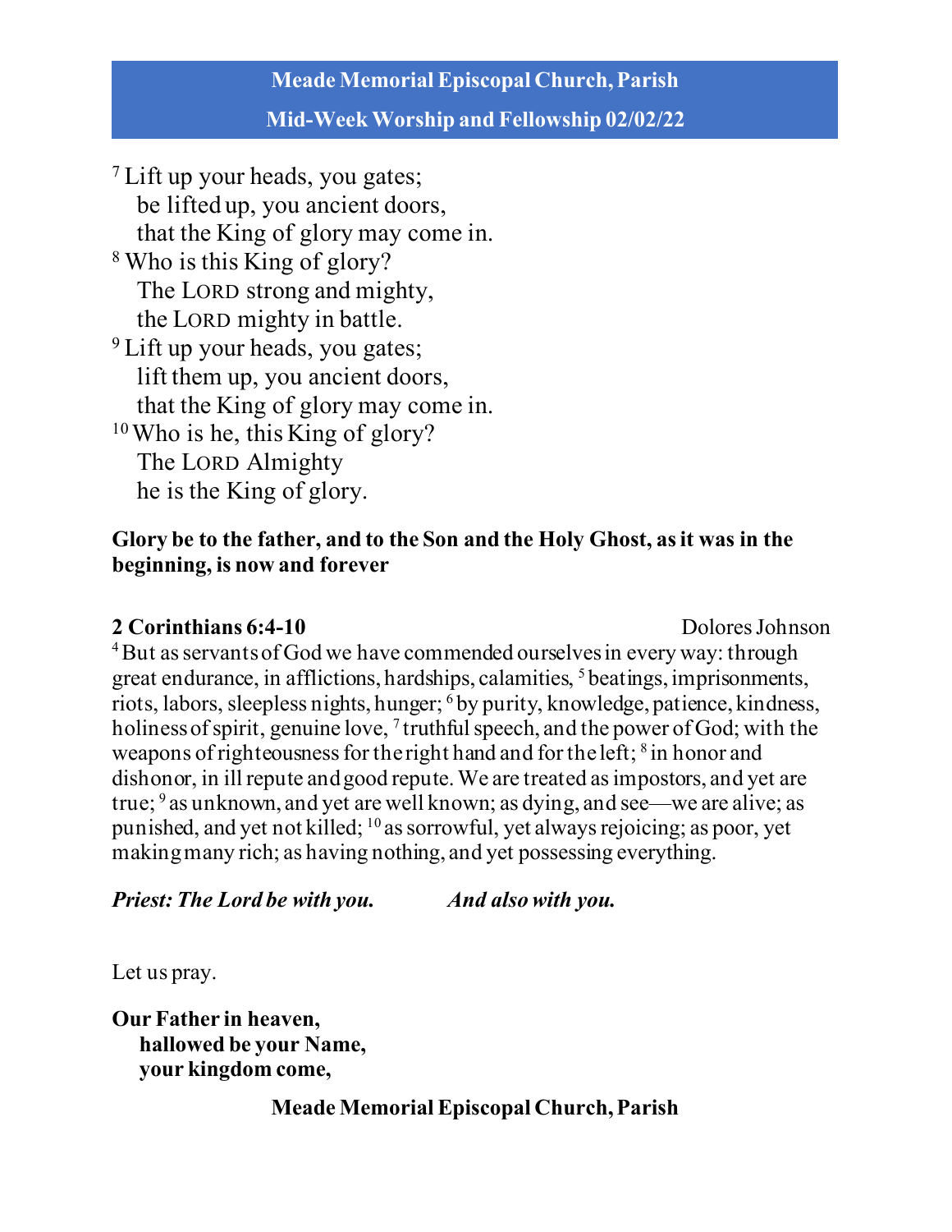[7] Lift up your heads, you gates;
  be lifted up, you ancient doors,
  that the King of glory may come in.
[8] Who is this King of glory?
  The LORD strong and mighty,
  the LORD mighty in battle.
[9] Lift up your heads, you gates;
  lift them up, you ancient doors,
  that the King of glory may come in.
[10] Who is he, this King of glory?
  The LORD Almighty
  he is the King of glory.

**Glory be to the father, and to the Son and the Holy Ghost, as it was in the beginning, is now and forever**

**2 Corinthians 6:4-10** Dolores Johnson

[4] But as servants of God we have commended ourselves in every way: through great endurance, in afflictions, hardships, calamities, [5] beatings, imprisonments, riots, labors, sleepless nights, hunger; [6] by purity, knowledge, patience, kindness, holiness of spirit, genuine love, [7] truthful speech, and the power of God; with the weapons of righteousness for the right hand and for the left; [8] in honor and dishonor, in ill repute and good repute. We are treated as impostors, and yet are true; [9] as unknown, and yet are well known; as dying, and see—we are alive; as punished, and yet not killed; [10] as sorrowful, yet always rejoicing; as poor, yet making many rich; as having nothing, and yet possessing everything.

***Priest: The Lord be with you.*** ***And also with you.***

Let us pray.

**Our Father in heaven,**
  **hallowed be your Name,**
  **your kingdom come,**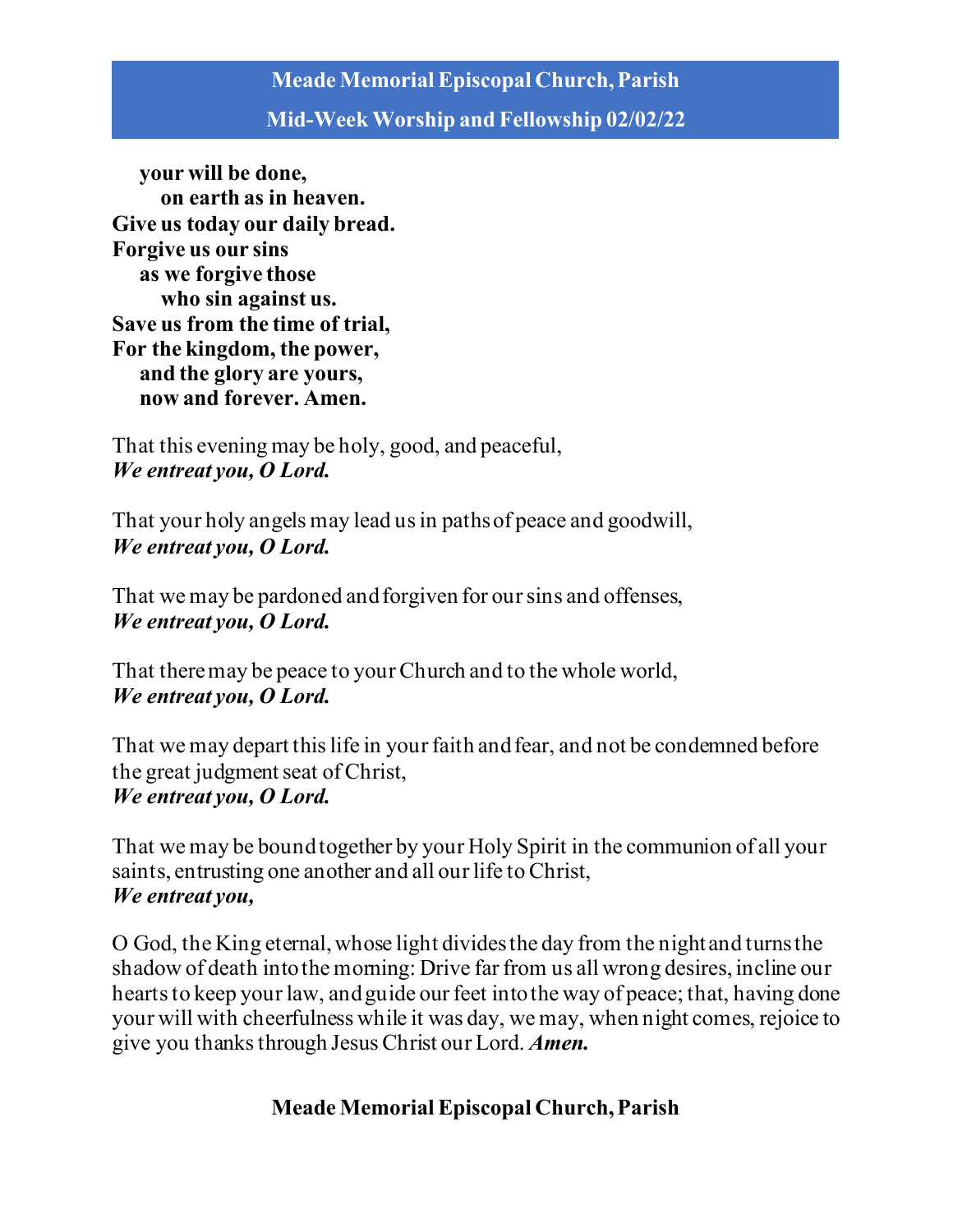**your will be done,**
**on earth as in heaven.**
**Give us today our daily bread.**
**Forgive us our sins**
**as we forgive those**
**who sin against us.**
**Save us from the time of trial,**
**For the kingdom, the power,**
**and the glory are yours,**
**now and forever. Amen.**

That this evening may be holy, good, and peaceful,
***We entreat you, O Lord.***

That your holy angels may lead us in paths of peace and goodwill,
***We entreat you, O Lord.***

That we may be pardoned and forgiven for our sins and offenses,
***We entreat you, O Lord.***

That there may be peace to your Church and to the whole world,
***We entreat you, O Lord.***

That we may depart this life in your faith and fear, and not be condemned before the great judgment seat of Christ,
***We entreat you, O Lord.***

That we may be bound together by your Holy Spirit in the communion of all your saints, entrusting one another and all our life to Christ,
***We entreat you,***

O God, the King eternal, whose light divides the day from the night and turns the shadow of death into the morning: Drive far from us all wrong desires, incline our hearts to keep your law, and guide our feet into the way of peace; that, having done your will with cheerfulness while it was day, we may, when night comes, rejoice to give you thanks through Jesus Christ our Lord. ***Amen.***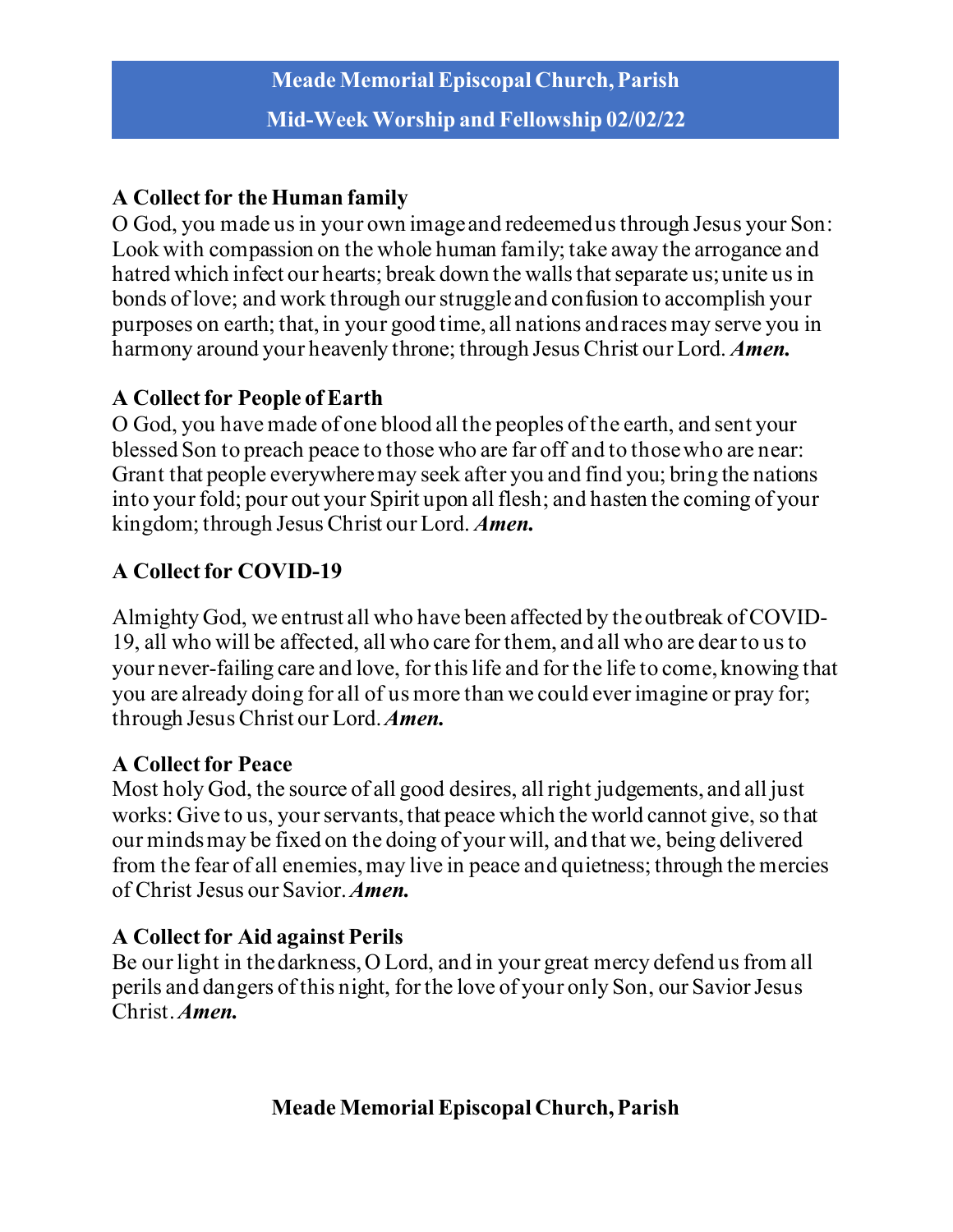**Meade Memorial Episcopal Church, Parish**

**Mid-Week Worship and Fellowship 02/02/22**

**A Collect for the Human family**
O God, you made us in your own image and redeemed us through Jesus your Son: Look with compassion on the whole human family; take away the arrogance and hatred which infect our hearts; break down the walls that separate us; unite us in bonds of love; and work through our struggle and confusion to accomplish your purposes on earth; that, in your good time, all nations and races may serve you in harmony around your heavenly throne; through Jesus Christ our Lord. ***Amen.***

**A Collect for People of Earth**
O God, you have made of one blood all the peoples of the earth, and sent your blessed Son to preach peace to those who are far off and to those who are near: Grant that people everywhere may seek after you and find you; bring the nations into your fold; pour out your Spirit upon all flesh; and hasten the coming of your kingdom; through Jesus Christ our Lord. ***Amen.***

**A Collect for COVID-19**

Almighty God, we entrust all who have been affected by the outbreak of COVID-19, all who will be affected, all who care for them, and all who are dear to us to your never-failing care and love, for this life and for the life to come, knowing that you are already doing for all of us more than we could ever imagine or pray for; through Jesus Christ our Lord. ***Amen.***

**A Collect for Peace**
Most holy God, the source of all good desires, all right judgements, and all just works: Give to us, your servants, that peace which the world cannot give, so that our minds may be fixed on the doing of your will, and that we, being delivered from the fear of all enemies, may live in peace and quietness; through the mercies of Christ Jesus our Savior. ***Amen.***

**A Collect for Aid against Perils**
Be our light in the darkness, O Lord, and in your great mercy defend us from all perils and dangers of this night, for the love of your only Son, our Savior Jesus Christ. ***Amen.***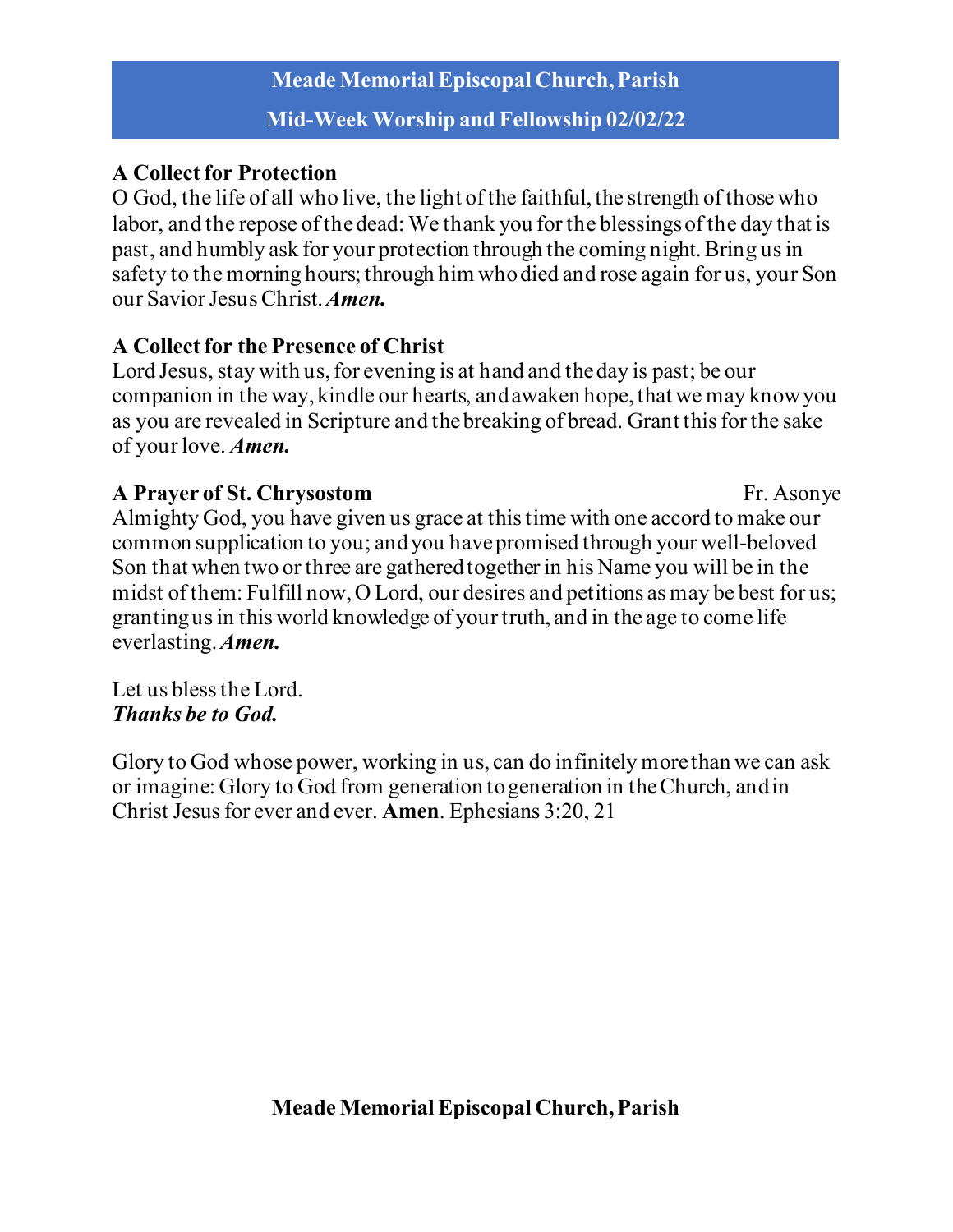**A Collect for Protection**
O God, the life of all who live, the light of the faithful, the strength of those who labor, and the repose of the dead: We thank you for the blessings of the day that is past, and humbly ask for your protection through the coming night. Bring us in safety to the morning hours; through him who died and rose again for us, your Son our Savior Jesus Christ. ***Amen.***

**A Collect for the Presence of Christ**
Lord Jesus, stay with us, for evening is at hand and the day is past; be our companion in the way, kindle our hearts, and awaken hope, that we may know you as you are revealed in Scripture and the breaking of bread. Grant this for the sake of your love. ***Amen.***

**A Prayer of St. Chrysostom** Fr. Asonye
Almighty God, you have given us grace at this time with one accord to make our common supplication to you; and you have promised through your well-beloved Son that when two or three are gathered together in his Name you will be in the midst of them: Fulfill now, O Lord, our desires and petitions as may be best for us; granting us in this world knowledge of your truth, and in the age to come life everlasting. ***Amen.***

Let us bless the Lord.
***Thanks be to God.***

Glory to God whose power, working in us, can do infinitely more than we can ask or imagine: Glory to God from generation to generation in the Church, and in Christ Jesus for ever and ever. **Amen**. Ephesians 3:20, 21